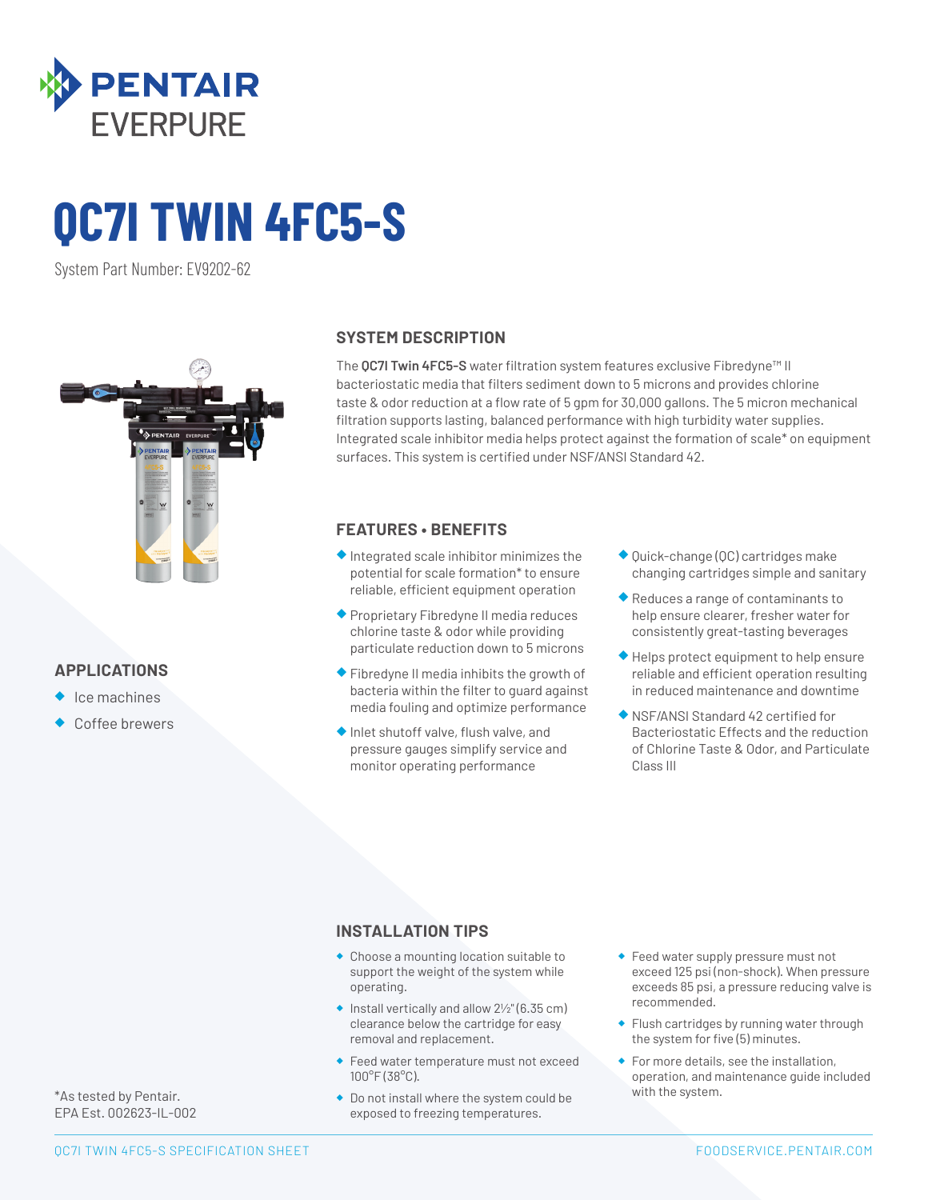PENTAIR EVERPURE

# QC7I TWIN 4FC5-S

System Part Number: EV9202-62

## SYSTEM DESCRIPTION

The **QC7I Twin 4FC5-S** water filtration system features exclusive Fibredyne™ II bacteriostatic media that filters sediment down to 5 microns and provides chlorine taste & odor reduction at a flow rate of 5 gpm for 30,000 gallons. The 5 micron mechanical filtration supports lasting, balanced performance with high turbidity water supplies. Integrated scale inhibitor media helps protect against the formation of scale* on equipment surfaces. This system is certified under NSF/ANSI Standard 42.

## APPLICATIONS

- Ice machines
- Coffee brewers

## FEATURES • BENEFITS

- Integrated scale inhibitor minimizes the potential for scale formation* to ensure reliable, efficient equipment operation
- Proprietary Fibredyne II media reduces chlorine taste & odor while providing particulate reduction down to 5 microns
- Fibredyne II media inhibits the growth of bacteria within the filter to guard against media fouling and optimize performance
- Inlet shutoff valve, flush valve, and pressure gauges simplify service and monitor operating performance
- Quick-change (QC) cartridges make changing cartridges simple and sanitary
- Reduces a range of contaminants to help ensure clearer, fresher water for consistently great-tasting beverages
- Helps protect equipment to help ensure reliable and efficient operation resulting in reduced maintenance and downtime
- NSF/ANSI Standard 42 certified for Bacteriostatic Effects and the reduction of Chlorine Taste & Odor, and Particulate Class III

## INSTALLATION TIPS

- Choose a mounting location suitable to support the weight of the system while operating.
- Install vertically and allow 2½" (6.35 cm) clearance below the cartridge for easy removal and replacement.
- Feed water temperature must not exceed 100°F (38°C).
- Do not install where the system could be exposed to freezing temperatures.
- Feed water supply pressure must not exceed 125 psi (non-shock). When pressure exceeds 85 psi, a pressure reducing valve is recommended.
- Flush cartridges by running water through the system for five (5) minutes.
- For more details, see the installation, operation, and maintenance guide included with the system.

*As tested by Pentair.
EPA Est. 002623-IL-002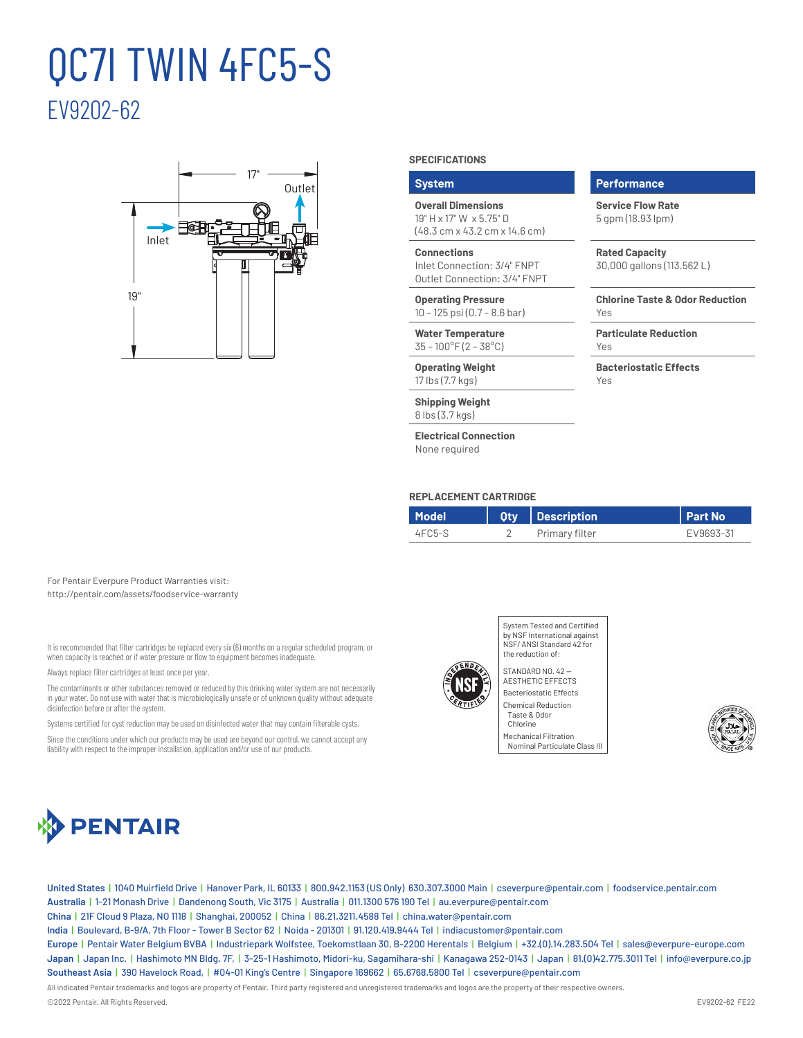# QC7I TWIN 4FC5-S

## EV9202-62

17"
Outlet
Inlet
19"

### SPECIFICATIONS

| System | |
|---|---|
| **Overall Dimensions** | 19" H x 17" W x 5.75" D (48.3 cm x 43.2 cm x 14.6 cm) |
| **Connections** | Inlet Connection: 3/4" FNPT<br>Outlet Connection: 3/4" FNPT |
| **Operating Pressure** | 10 – 125 psi (0.7 – 8.6 bar) |
| **Water Temperature** | 35 – 100°F (2 – 38°C) |
| **Operating Weight** | 17 lbs (7.7 kgs) |
| **Shipping Weight** | 8 lbs (3.7 kgs) |
| **Electrical Connection** | None required |

| Performance | |
|---|---|
| **Service Flow Rate** | 5 gpm (18.93 lpm) |
| **Rated Capacity** | 30,000 gallons (113.562 L) |
| **Chlorine Taste & Odor Reduction** | Yes |
| **Particulate Reduction** | Yes |
| **Bacteriostatic Effects** | Yes |

### REPLACEMENT CARTRIDGE

| Model | Qty | Description | Part No |
|---|---|---|---|
| 4FC5-S | 2 | Primary filter | EV9693-31 |

For Pentair Everpure Product Warranties visit:
http://pentair.com/assets/foodservice-warranty

It is recommended that filter cartridges be replaced every six (6) months on a regular scheduled program, or when capacity is reached or if water pressure or flow to equipment becomes inadequate.

Always replace filter cartridges at least once per year.

The contaminants or other substances removed or reduced by this drinking water system are not necessarily in your water. Do not use with water that is microbiologically unsafe or of unknown quality without adequate disinfection before or after the system.

Systems certified for cyst reduction may be used on disinfected water that may contain filterable cysts.

Since the conditions under which our products may be used are beyond our control, we cannot accept any liability with respect to the improper installation, application and/or use of our products.

System Tested and Certified by NSF International against NSF/ ANSI Standard 42 for the reduction of:

STANDARD NO. 42 – AESTHETIC EFFECTS
Bacteriostatic Effects
Chemical Reduction
Taste & Odor
Chlorine
Mechanical Filtration
Nominal Particulate Class III

PENTAIR

**United States** | 1040 Muirfield Drive | Hanover Park, IL 60133 | 800.942.1153 (US Only) 630.307.3000 Main | cseverpure@pentair.com | foodservice.pentair.com
**Australia** | 1-21 Monash Drive | Dandenong South, Vic 3175 | Australia | 011.1300 576 190 Tel | au.everpure@pentair.com
**China** | 21F Cloud 9 Plaza, NO 1118 | Shanghai, 200052 | China | 86.21.3211.4588 Tel | china.water@pentair.com
**India** | Boulevard, B-9/A, 7th Floor - Tower B Sector 62 | Noida - 201301 | 91.120.419.9444 Tel | indiacustomer@pentair.com
**Europe** | Pentair Water Belgium BVBA | Industriepark Wolfstee, Toekomstlaan 30, B-2200 Herentals | Belgium | +32.(0).14.283.504 Tel | sales@everpure-europe.com
**Japan** | Japan Inc. | Hashimoto MN Bldg. 7F, | 3-25-1 Hashimoto, Midori-ku, Sagamihara-shi | Kanagawa 252-0143 | Japan | 81.(0)42.775.3011 Tel | info@everpure.co.jp
**Southeast Asia** | 390 Havelock Road, | #04-01 King's Centre | Singapore 169662 | 65.6768.5800 Tel | cseverpure@pentair.com

All indicated Pentair trademarks and logos are property of Pentair. Third party registered and unregistered trademarks and logos are the property of their respective owners.

©2022 Pentair. All Rights Reserved.

EV9202-62 FE22